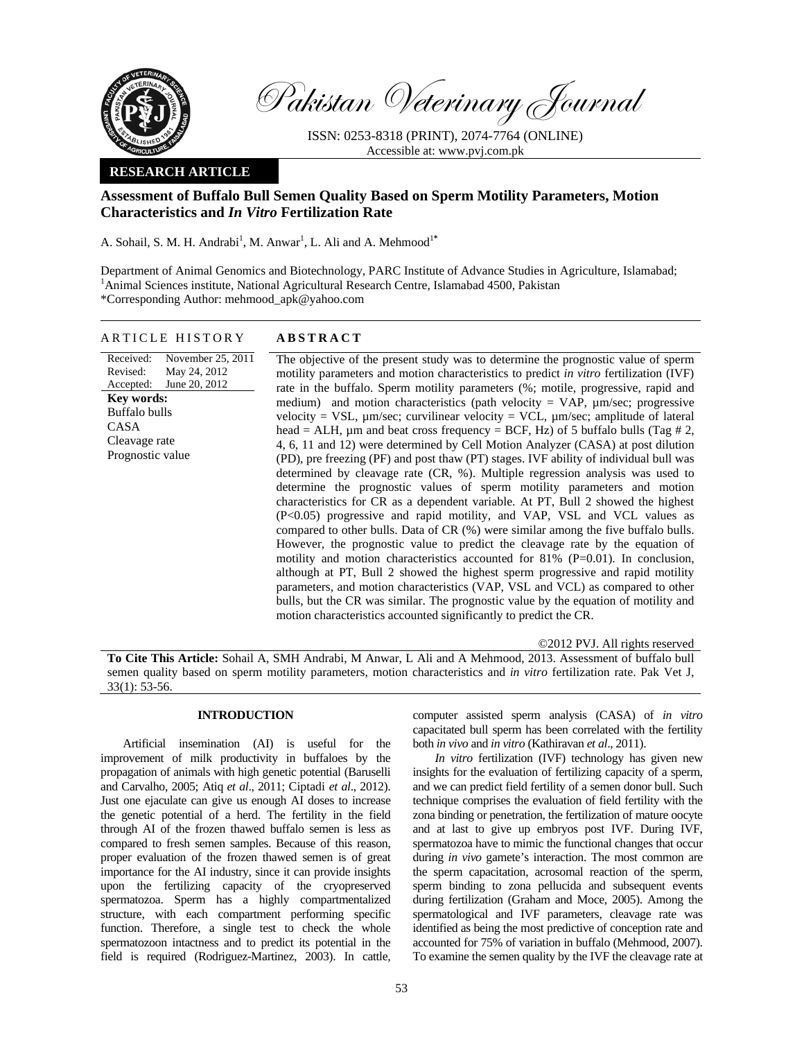Pakistan Veterinary Journal

ISSN: 0253-8318 (PRINT), 2074-7764 (ONLINE)
Accessible at: www.pvj.com.pk

**RESEARCH ARTICLE**

# Assessment of Buffalo Bull Semen Quality Based on Sperm Motility Parameters, Motion Characteristics and *In Vitro* Fertilization Rate

A. Sohail, S. M. H. Andrabi[1], M. Anwar[1], L. Ali and A. Mehmood[1*]

Department of Animal Genomics and Biotechnology, PARC Institute of Advance Studies in Agriculture, Islamabad; [1]Animal Sciences institute, National Agricultural Research Centre, Islamabad 4500, Pakistan
*Corresponding Author: mehmood_apk@yahoo.com

## ARTICLE HISTORY

Received: November 25, 2011
Revised: May 24, 2012
Accepted: June 20, 2012

**Key words:**
Buffalo bulls
CASA
Cleavage rate
Prognostic value

## ABSTRACT

The objective of the present study was to determine the prognostic value of sperm motility parameters and motion characteristics to predict *in vitro* fertilization (IVF) rate in the buffalo. Sperm motility parameters (%; motile, progressive, rapid and medium) and motion characteristics (path velocity = VAP, µm/sec; progressive velocity = VSL, µm/sec; curvilinear velocity = VCL, µm/sec; amplitude of lateral head = ALH, µm and beat cross frequency = BCF, Hz) of 5 buffalo bulls (Tag # 2, 4, 6, 11 and 12) were determined by Cell Motion Analyzer (CASA) at post dilution (PD), pre freezing (PF) and post thaw (PT) stages. IVF ability of individual bull was determined by cleavage rate (CR, %). Multiple regression analysis was used to determine the prognostic values of sperm motility parameters and motion characteristics for CR as a dependent variable. At PT, Bull 2 showed the highest ($P<0.05$) progressive and rapid motility, and VAP, VSL and VCL values as compared to other bulls. Data of CR (%) were similar among the five buffalo bulls. However, the prognostic value to predict the cleavage rate by the equation of motility and motion characteristics accounted for 81% ($P=0.01$). In conclusion, although at PT, Bull 2 showed the highest sperm progressive and rapid motility parameters, and motion characteristics (VAP, VSL and VCL) as compared to other bulls, but the CR was similar. The prognostic value by the equation of motility and motion characteristics accounted significantly to predict the CR.

©2012 PVJ. All rights reserved

**To Cite This Article:** Sohail A, SMH Andrabi, M Anwar, L Ali and A Mehmood, 2013. Assessment of buffalo bull semen quality based on sperm motility parameters, motion characteristics and *in vitro* fertilization rate. Pak Vet J, 33(1): 53-56.

## INTRODUCTION

Artificial insemination (AI) is useful for the improvement of milk productivity in buffaloes by the propagation of animals with high genetic potential (Baruselli and Carvalho, 2005; Atiq *et al*., 2011; Ciptadi *et al*., 2012). Just one ejaculate can give us enough AI doses to increase the genetic potential of a herd. The fertility in the field through AI of the frozen thawed buffalo semen is less as compared to fresh semen samples. Because of this reason, proper evaluation of the frozen thawed semen is of great importance for the AI industry, since it can provide insights upon the fertilizing capacity of the cryopreserved spermatozoa. Sperm has a highly compartmentalized structure, with each compartment performing specific function. Therefore, a single test to check the whole spermatozoon intactness and to predict its potential in the field is required (Rodriguez-Martinez, 2003). In cattle, computer assisted sperm analysis (CASA) of *in vitro* capacitated bull sperm has been correlated with the fertility both *in vivo* and *in vitro* (Kathiravan *et al*., 2011).

*In vitro* fertilization (IVF) technology has given new insights for the evaluation of fertilizing capacity of a sperm, and we can predict field fertility of a semen donor bull. Such technique comprises the evaluation of field fertility with the zona binding or penetration, the fertilization of mature oocyte and at last to give up embryos post IVF. During IVF, spermatozoa have to mimic the functional changes that occur during *in vivo* gamete's interaction. The most common are the sperm capacitation, acrosomal reaction of the sperm, sperm binding to zona pellucida and subsequent events during fertilization (Graham and Moce, 2005). Among the spermatological and IVF parameters, cleavage rate was identified as being the most predictive of conception rate and accounted for 75% of variation in buffalo (Mehmood, 2007). To examine the semen quality by the IVF the cleavage rate at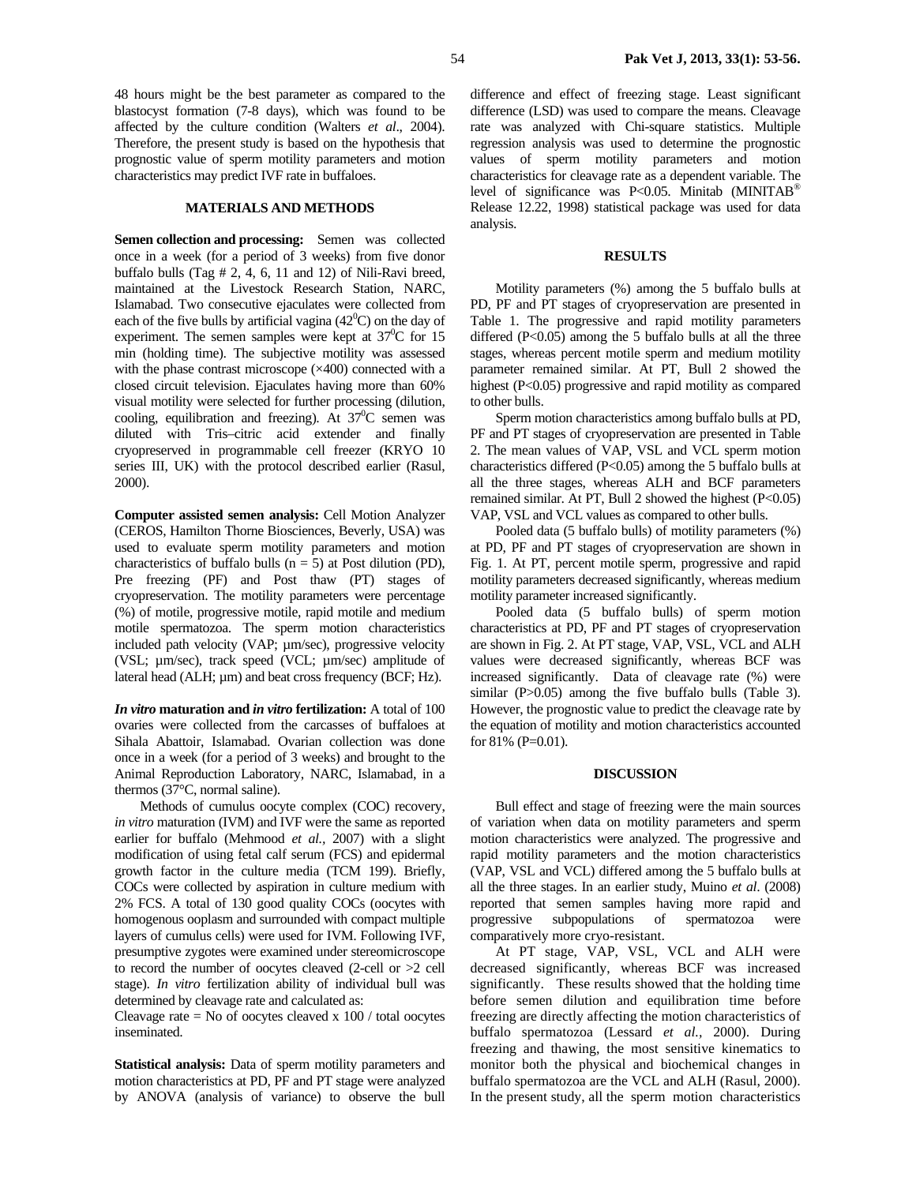48 hours might be the best parameter as compared to the blastocyst formation (7-8 days), which was found to be affected by the culture condition (Walters *et al*., 2004). Therefore, the present study is based on the hypothesis that prognostic value of sperm motility parameters and motion characteristics may predict IVF rate in buffaloes.

## MATERIALS AND METHODS

**Semen collection and processing:** Semen was collected once in a week (for a period of 3 weeks) from five donor buffalo bulls (Tag # 2, 4, 6, 11 and 12) of Nili-Ravi breed, maintained at the Livestock Research Station, NARC, Islamabad. Two consecutive ejaculates were collected from each of the five bulls by artificial vagina ($42^0$C) on the day of experiment. The semen samples were kept at $37^0$C for 15 min (holding time). The subjective motility was assessed with the phase contrast microscope (×400) connected with a closed circuit television. Ejaculates having more than 60% visual motility were selected for further processing (dilution, cooling, equilibration and freezing). At $37^0$C semen was diluted with Tris–citric acid extender and finally cryopreserved in programmable cell freezer (KRYO 10 series III, UK) with the protocol described earlier (Rasul, 2000).

**Computer assisted semen analysis:** Cell Motion Analyzer (CEROS, Hamilton Thorne Biosciences, Beverly, USA) was used to evaluate sperm motility parameters and motion characteristics of buffalo bulls ($n = 5$) at Post dilution (PD), Pre freezing (PF) and Post thaw (PT) stages of cryopreservation. The motility parameters were percentage (%) of motile, progressive motile, rapid motile and medium motile spermatozoa. The sperm motion characteristics included path velocity (VAP; µm/sec), progressive velocity (VSL; µm/sec), track speed (VCL; µm/sec) amplitude of lateral head (ALH; µm) and beat cross frequency (BCF; Hz).

***In vitro* maturation and *in vitro* fertilization:** A total of 100 ovaries were collected from the carcasses of buffaloes at Sihala Abattoir, Islamabad. Ovarian collection was done once in a week (for a period of 3 weeks) and brought to the Animal Reproduction Laboratory, NARC, Islamabad, in a thermos (37°C, normal saline).

Methods of cumulus oocyte complex (COC) recovery, *in vitro* maturation (IVM) and IVF were the same as reported earlier for buffalo (Mehmood *et al.*, 2007) with a slight modification of using fetal calf serum (FCS) and epidermal growth factor in the culture media (TCM 199). Briefly, COCs were collected by aspiration in culture medium with 2% FCS. A total of 130 good quality COCs (oocytes with homogenous ooplasm and surrounded with compact multiple layers of cumulus cells) were used for IVM. Following IVF, presumptive zygotes were examined under stereomicroscope to record the number of oocytes cleaved (2-cell or >2 cell stage). *In vitro* fertilization ability of individual bull was determined by cleavage rate and calculated as:

Cleavage rate = No of oocytes cleaved x 100 / total oocytes inseminated.

**Statistical analysis:** Data of sperm motility parameters and motion characteristics at PD, PF and PT stage were analyzed by ANOVA (analysis of variance) to observe the bull difference and effect of freezing stage. Least significant difference (LSD) was used to compare the means. Cleavage rate was analyzed with Chi-square statistics. Multiple regression analysis was used to determine the prognostic values of sperm motility parameters and motion characteristics for cleavage rate as a dependent variable. The level of significance was $P<0.05$. Minitab (MINITAB® Release 12.22, 1998) statistical package was used for data analysis.

## RESULTS

Motility parameters (%) among the 5 buffalo bulls at PD, PF and PT stages of cryopreservation are presented in Table 1. The progressive and rapid motility parameters differed ($P<0.05$) among the 5 buffalo bulls at all the three stages, whereas percent motile sperm and medium motility parameter remained similar. At PT, Bull 2 showed the highest ($P<0.05$) progressive and rapid motility as compared to other bulls.

Sperm motion characteristics among buffalo bulls at PD, PF and PT stages of cryopreservation are presented in Table 2. The mean values of VAP, VSL and VCL sperm motion characteristics differed ($P<0.05$) among the 5 buffalo bulls at all the three stages, whereas ALH and BCF parameters remained similar. At PT, Bull 2 showed the highest ($P<0.05$) VAP, VSL and VCL values as compared to other bulls.

Pooled data (5 buffalo bulls) of motility parameters (%) at PD, PF and PT stages of cryopreservation are shown in Fig. 1. At PT, percent motile sperm, progressive and rapid motility parameters decreased significantly, whereas medium motility parameter increased significantly.

Pooled data (5 buffalo bulls) of sperm motion characteristics at PD, PF and PT stages of cryopreservation are shown in Fig. 2. At PT stage, VAP, VSL, VCL and ALH values were decreased significantly, whereas BCF was increased significantly. Data of cleavage rate (%) were similar ($P>0.05$) among the five buffalo bulls (Table 3). However, the prognostic value to predict the cleavage rate by the equation of motility and motion characteristics accounted for 81% ($P=0.01$).

## DISCUSSION

Bull effect and stage of freezing were the main sources of variation when data on motility parameters and sperm motion characteristics were analyzed. The progressive and rapid motility parameters and the motion characteristics (VAP, VSL and VCL) differed among the 5 buffalo bulls at all the three stages. In an earlier study, Muino *et al*. (2008) reported that semen samples having more rapid and progressive subpopulations of spermatozoa were comparatively more cryo-resistant.

At PT stage, VAP, VSL, VCL and ALH were decreased significantly, whereas BCF was increased significantly. These results showed that the holding time before semen dilution and equilibration time before freezing are directly affecting the motion characteristics of buffalo spermatozoa (Lessard *et al.*, 2000). During freezing and thawing, the most sensitive kinematics to monitor both the physical and biochemical changes in buffalo spermatozoa are the VCL and ALH (Rasul, 2000). In the present study, all the sperm motion characteristics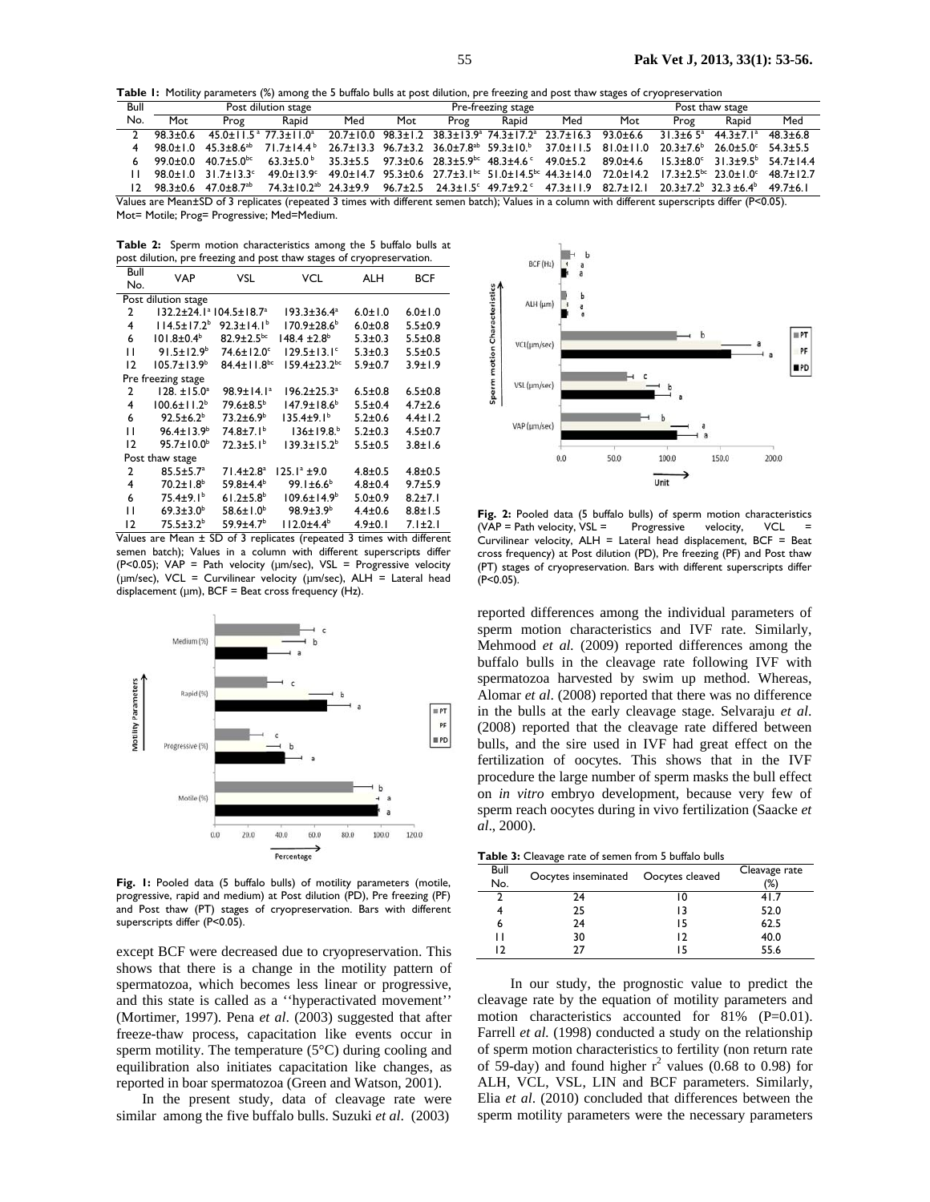**Table 1:** Motility parameters (%) among the 5 buffalo bulls at post dilution, pre freezing and post thaw stages of cryopreservation

| Bull No. | Post dilution stage | | | | Pre-freezing stage | | | | Post thaw stage | | | |
|---|---|---|---|---|---|---|---|---|---|---|---|---|
| | Mot | Prog | Rapid | Med | Mot | Prog | Rapid | Med | Mot | Prog | Rapid | Med |
| 2 | 98.3±0.6 | 45.0±11.5[a] | 77.3±11.0[a] | 20.7±10.0 | 98.3±1.2 | 38.3±13.9[a] | 74.3±17.2[a] | 23.7±16.3 | 93.0±6.6 | 31.3±6.5[a] | 44.3±7.1[a] | 48.3±6.8 |
| 4 | 98.0±1.0 | 45.3±8.6[ab] | 71.7±14.4[b] | 26.7±13.3 | 96.7±3.2 | 36.0±7.8[ab] | 59.3±10.[b] | 37.0±11.5 | 81.0±11.0 | 20.3±7.6[b] | 26.0±5.0[c] | 54.3±5.5 |
| 6 | 99.0±0.0 | 40.7±5.0[bc] | 63.3±5.0[b] | 35.3±5.5 | 97.3±0.6 | 28.3±5.9[bc] | 48.3±4.6[c] | 49.0±5.2 | 89.0±4.6 | 15.3±8.0[c] | 31.3±9.5[b] | 54.7±14.4 |
| 11 | 98.0±1.0 | 31.7±13.3[c] | 49.0±13.9[c] | 49.0±14.7 | 95.3±0.6 | 27.7±3.1[bc] | 51.0±14.5[bc] | 44.3±14.0 | 72.0±14.2 | 17.3±2.5[bc] | 23.0±1.0[c] | 48.7±12.7 |
| 12 | 98.3±0.6 | 47.0±8.7[ab] | 74.3±10.2[ab] | 24.3±9.9 | 96.7±2.5 | 24.3±1.5[c] | 49.7±9.2[c] | 47.3±11.9 | 82.7±12.1 | 20.3±7.2[b] | 32.3±6.4[b] | 49.7±6.1 |

Values are Mean±SD of 3 replicates (repeated 3 times with different semen batch); Values in a column with different superscripts differ (P<0.05). Mot= Motile; Prog= Progressive; Med=Medium.

**Table 2:** Sperm motion characteristics among the 5 buffalo bulls at post dilution, pre freezing and post thaw stages of cryopreservation.

| Bull No. | VAP | VSL | VCL | ALH | BCF |
|---|---|---|---|---|---|
| Post dilution stage | | | | | |
| 2 | 132.2±24.1[a] | 104.5±18.7[a] | 193.3±36.4[a] | 6.0±1.0 | 6.0±1.0 |
| 4 | 114.5±17.2[b] | 92.3±14.1[b] | 170.9±28.6[b] | 6.0±0.8 | 5.5±0.9 |
| 6 | 101.8±0.4[b] | 82.9±2.5[bc] | 148.4 ±2.8[b] | 5.3±0.3 | 5.5±0.8 |
| 11 | 91.5±12.9[b] | 74.6±12.0[c] | 129.5±13.1[c] | 5.3±0.3 | 5.5±0.5 |
| 12 | 105.7±13.9[b] | 84.4±11.8[bc] | 159.4±23.2[bc] | 5.9±0.7 | 3.9±1.9 |
| Pre freezing stage | | | | | |
| 2 | 128. ±15.0[a] | 98.9±14.1[a] | 196.2±25.3[a] | 6.5±0.8 | 6.5±0.8 |
| 4 | 100.6±11.2[b] | 79.6±8.5[b] | 147.9±18.6[b] | 5.5±0.4 | 4.7±2.6 |
| 6 | 92.5±6.2[b] | 73.2±6.9[b] | 135.4±9.1[b] | 5.2±0.6 | 4.4±1.2 |
| 11 | 96.4±13.9[b] | 74.8±7.1[b] | 136±19.8.[b] | 5.2±0.3 | 4.5±0.7 |
| 12 | 95.7±10.0[b] | 72.3±5.1[b] | 139.3±15.2[b] | 5.5±0.5 | 3.8±1.6 |
| Post thaw stage | | | | | |
| 2 | 85.5±5.7[a] | 71.4±2.8[a] | 125.1[a] ±9.0 | 4.8±0.5 | 4.8±0.5 |
| 4 | 70.2±1.8[b] | 59.8±4.4[b] | 99.1±6.6[b] | 4.8±0.4 | 9.7±5.9 |
| 6 | 75.4±9.1[b] | 61.2±5.8[b] | 109.6±14.9[b] | 5.0±0.9 | 8.2±7.1 |
| 11 | 69.3±3.0[b] | 58.6±1.0[b] | 98.9±3.9[b] | 4.4±0.6 | 8.8±1.5 |
| 12 | 75.5±3.2[b] | 59.9±4.7[b] | 112.0±4.4[b] | 4.9±0.1 | 7.1±2.1 |

Values are Mean ± SD of 3 replicates (repeated 3 times with different semen batch); Values in a column with different superscripts differ (P<0.05); VAP = Path velocity (μm/sec), VSL = Progressive velocity (μm/sec), VCL = Curvilinear velocity (μm/sec), ALH = Lateral head displacement (μm), BCF = Beat cross frequency (Hz).

**Fig. 1:** Pooled data (5 buffalo bulls) of motility parameters (motile, progressive, rapid and medium) at Post dilution (PD), Pre freezing (PF) and Post thaw (PT) stages of cryopreservation. Bars with different superscripts differ (P<0.05).

**Fig. 2:** Pooled data (5 buffalo bulls) of sperm motion characteristics (VAP = Path velocity, VSL = Progressive velocity, VCL = Curvilinear velocity, ALH = Lateral head displacement, BCF = Beat cross frequency) at Post dilution (PD), Pre freezing (PF) and Post thaw (PT) stages of cryopreservation. Bars with different superscripts differ (P<0.05).

except BCF were decreased due to cryopreservation. This shows that there is a change in the motility pattern of spermatozoa, which becomes less linear or progressive, and this state is called as a ''hyperactivated movement'' (Mortimer, 1997). Pena *et al*. (2003) suggested that after freeze-thaw process, capacitation like events occur in sperm motility. The temperature (5°C) during cooling and equilibration also initiates capacitation like changes, as reported in boar spermatozoa (Green and Watson, 2001).

In the present study, data of cleavage rate were similar among the five buffalo bulls. Suzuki *et al*. (2003) reported differences among the individual parameters of sperm motion characteristics and IVF rate. Similarly, Mehmood *et al.* (2009) reported differences among the buffalo bulls in the cleavage rate following IVF with spermatozoa harvested by swim up method. Whereas, Alomar *et al*. (2008) reported that there was no difference in the bulls at the early cleavage stage. Selvaraju *et al*. (2008) reported that the cleavage rate differed between bulls, and the sire used in IVF had great effect on the fertilization of oocytes. This shows that in the IVF procedure the large number of sperm masks the bull effect on *in vitro* embryo development, because very few of sperm reach oocytes during in vivo fertilization (Saacke *et al*., 2000).

**Table 3:** Cleavage rate of semen from 5 buffalo bulls

| Bull No. | Oocytes inseminated | Oocytes cleaved | Cleavage rate (%) |
|---|---|---|---|
| 2 | 24 | 10 | 41.7 |
| 4 | 25 | 13 | 52.0 |
| 6 | 24 | 15 | 62.5 |
| 11 | 30 | 12 | 40.0 |
| 12 | 27 | 15 | 55.6 |

In our study, the prognostic value to predict the cleavage rate by the equation of motility parameters and motion characteristics accounted for 81% (P=0.01). Farrell *et al.* (1998) conducted a study on the relationship of sperm motion characteristics to fertility (non return rate of 59-day) and found higher $r^2$ values (0.68 to 0.98) for ALH, VCL, VSL, LIN and BCF parameters. Similarly, Elia *et al*. (2010) concluded that differences between the sperm motility parameters were the necessary parameters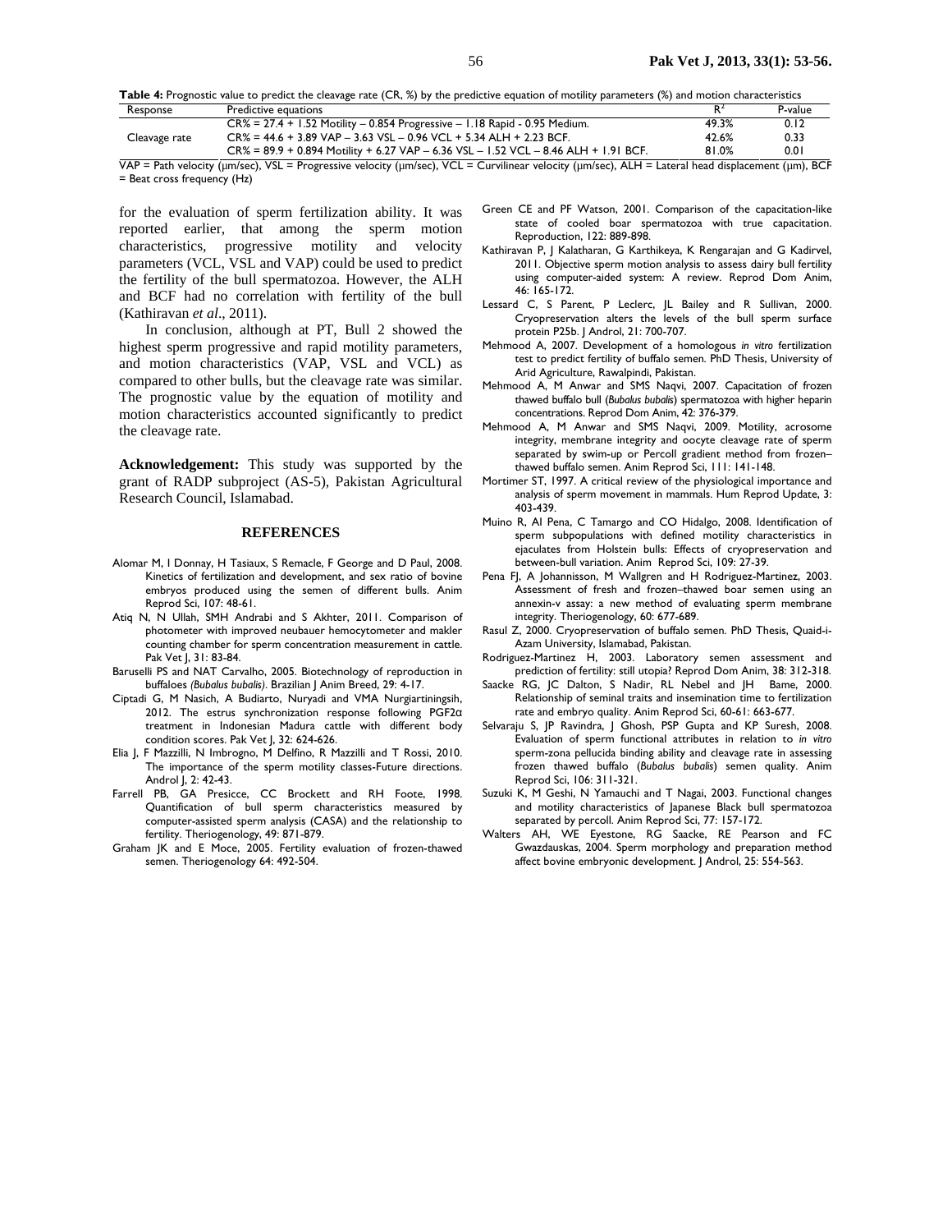**Table 4:** Prognostic value to predict the cleavage rate (CR, %) by the predictive equation of motility parameters (%) and motion characteristics

| Response | Predictive equations | $R^2$ | P-value |
|---|---|---|---|
| Cleavage rate | CR% = 27.4 + 1.52 Motility – 0.854 Progressive – 1.18 Rapid - 0.95 Medium. | 49.3% | 0.12 |
| | CR% = 44.6 + 3.89 VAP – 3.63 VSL – 0.96 VCL + 5.34 ALH + 2.23 BCF. | 42.6% | 0.33 |
| | CR% = 89.9 + 0.894 Motility + 6.27 VAP – 6.36 VSL – 1.52 VCL – 8.46 ALH + 1.91 BCF. | 81.0% | 0.01 |

VAP = Path velocity (μm/sec), VSL = Progressive velocity (μm/sec), VCL = Curvilinear velocity (μm/sec), ALH = Lateral head displacement (μm), BCF = Beat cross frequency (Hz)

for the evaluation of sperm fertilization ability. It was reported earlier, that among the sperm motion characteristics, progressive motility and velocity parameters (VCL, VSL and VAP) could be used to predict the fertility of the bull spermatozoa. However, the ALH and BCF had no correlation with fertility of the bull (Kathiravan *et al*., 2011).

In conclusion, although at PT, Bull 2 showed the highest sperm progressive and rapid motility parameters, and motion characteristics (VAP, VSL and VCL) as compared to other bulls, but the cleavage rate was similar. The prognostic value by the equation of motility and motion characteristics accounted significantly to predict the cleavage rate.

**Acknowledgement:** This study was supported by the grant of RADP subproject (AS-5), Pakistan Agricultural Research Council, Islamabad.

## REFERENCES

Alomar M, I Donnay, H Tasiaux, S Remacle, F George and D Paul, 2008. Kinetics of fertilization and development, and sex ratio of bovine embryos produced using the semen of different bulls. Anim Reprod Sci, 107: 48-61.

Atiq N, N Ullah, SMH Andrabi and S Akhter, 2011. Comparison of photometer with improved neubauer hemocytometer and makler counting chamber for sperm concentration measurement in cattle. Pak Vet J, 31: 83-84.

Baruselli PS and NAT Carvalho, 2005. Biotechnology of reproduction in buffaloes *(Bubalus bubalis)*. Brazilian J Anim Breed, 29: 4-17.

Ciptadi G, M Nasich, A Budiarto, Nuryadi and VMA Nurgiartiningsih, 2012. The estrus synchronization response following PGF2α treatment in Indonesian Madura cattle with different body condition scores. Pak Vet J, 32: 624-626.

Elia J, F Mazzilli, N Imbrogno, M Delfino, R Mazzilli and T Rossi, 2010. The importance of the sperm motility classes-Future directions. Androl J, 2: 42-43.

Farrell PB, GA Presicce, CC Brockett and RH Foote, 1998. Quantification of bull sperm characteristics measured by computer-assisted sperm analysis (CASA) and the relationship to fertility. Theriogenology, 49: 871-879.

Graham JK and E Moce, 2005. Fertility evaluation of frozen-thawed semen. Theriogenology 64: 492-504.

Green CE and PF Watson, 2001. Comparison of the capacitation-like state of cooled boar spermatozoa with true capacitation. Reproduction, 122: 889-898.

Kathiravan P, J Kalatharan, G Karthikeya, K Rengarajan and G Kadirvel, 2011. Objective sperm motion analysis to assess dairy bull fertility using computer-aided system: A review. Reprod Dom Anim, 46: 165-172.

Lessard C, S Parent, P Leclerc, JL Bailey and R Sullivan, 2000. Cryopreservation alters the levels of the bull sperm surface protein P25b. J Androl, 21: 700-707.

Mehmood A, 2007. Development of a homologous *in vitro* fertilization test to predict fertility of buffalo semen. PhD Thesis, University of Arid Agriculture, Rawalpindi, Pakistan.

Mehmood A, M Anwar and SMS Naqvi, 2007. Capacitation of frozen thawed buffalo bull (*Bubalus bubalis*) spermatozoa with higher heparin concentrations. Reprod Dom Anim, 42: 376-379.

Mehmood A, M Anwar and SMS Naqvi, 2009. Motility, acrosome integrity, membrane integrity and oocyte cleavage rate of sperm separated by swim-up or Percoll gradient method from frozen–thawed buffalo semen. Anim Reprod Sci, 111: 141-148.

Mortimer ST, 1997. A critical review of the physiological importance and analysis of sperm movement in mammals. Hum Reprod Update, 3: 403-439.

Muino R, AI Pena, C Tamargo and CO Hidalgo, 2008. Identification of sperm subpopulations with defined motility characteristics in ejaculates from Holstein bulls: Effects of cryopreservation and between-bull variation. Anim Reprod Sci, 109: 27-39.

Pena FJ, A Johannisson, M Wallgren and H Rodriguez-Martinez, 2003. Assessment of fresh and frozen–thawed boar semen using an annexin-v assay: a new method of evaluating sperm membrane integrity. Theriogenology, 60: 677-689.

Rasul Z, 2000. Cryopreservation of buffalo semen. PhD Thesis, Quaid-i-Azam University, Islamabad, Pakistan.

Rodriguez-Martinez H, 2003. Laboratory semen assessment and prediction of fertility: still utopia? Reprod Dom Anim, 38: 312-318.

Saacke RG, JC Dalton, S Nadir, RL Nebel and JH Bame, 2000. Relationship of seminal traits and insemination time to fertilization rate and embryo quality. Anim Reprod Sci, 60-61: 663-677.

Selvaraju S, JP Ravindra, J Ghosh, PSP Gupta and KP Suresh, 2008. Evaluation of sperm functional attributes in relation to *in vitro* sperm-zona pellucida binding ability and cleavage rate in assessing frozen thawed buffalo (*Bubalus bubalis*) semen quality. Anim Reprod Sci, 106: 311-321.

Suzuki K, M Geshi, N Yamauchi and T Nagai, 2003. Functional changes and motility characteristics of Japanese Black bull spermatozoa separated by percoll. Anim Reprod Sci, 77: 157-172.

Walters AH, WE Eyestone, RG Saacke, RE Pearson and FC Gwazdauskas, 2004. Sperm morphology and preparation method affect bovine embryonic development. J Androl, 25: 554-563.